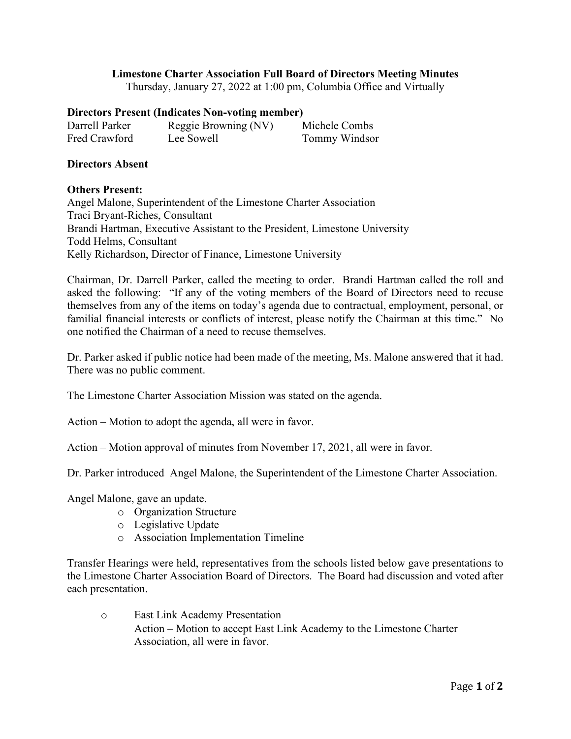**Limestone Charter Association Full Board of Directors Meeting Minutes**

Thursday, January 27, 2022 at 1:00 pm, Columbia Office and Virtually

**Directors Present (Indicates Non-voting member)**

| | | |
|---|---|---|
| Darrell Parker | Reggie Browning (NV) | Michele Combs |
| Fred Crawford | Lee Sowell | Tommy Windsor |

**Directors Absent**

**Others Present:**

Angel Malone, Superintendent of the Limestone Charter Association
Traci Bryant-Riches, Consultant
Brandi Hartman, Executive Assistant to the President, Limestone University
Todd Helms, Consultant
Kelly Richardson, Director of Finance, Limestone University

Chairman, Dr. Darrell Parker, called the meeting to order. Brandi Hartman called the roll and asked the following: "If any of the voting members of the Board of Directors need to recuse themselves from any of the items on today's agenda due to contractual, employment, personal, or familial financial interests or conflicts of interest, please notify the Chairman at this time." No one notified the Chairman of a need to recuse themselves.

Dr. Parker asked if public notice had been made of the meeting, Ms. Malone answered that it had. There was no public comment.

The Limestone Charter Association Mission was stated on the agenda.

Action – Motion to adopt the agenda, all were in favor.

Action – Motion approval of minutes from November 17, 2021, all were in favor.

Dr. Parker introduced Angel Malone, the Superintendent of the Limestone Charter Association.

Angel Malone, gave an update.

- Organization Structure
- Legislative Update
- Association Implementation Timeline

Transfer Hearings were held, representatives from the schools listed below gave presentations to the Limestone Charter Association Board of Directors. The Board had discussion and voted after each presentation.

- East Link Academy Presentation
  Action – Motion to accept East Link Academy to the Limestone Charter Association, all were in favor.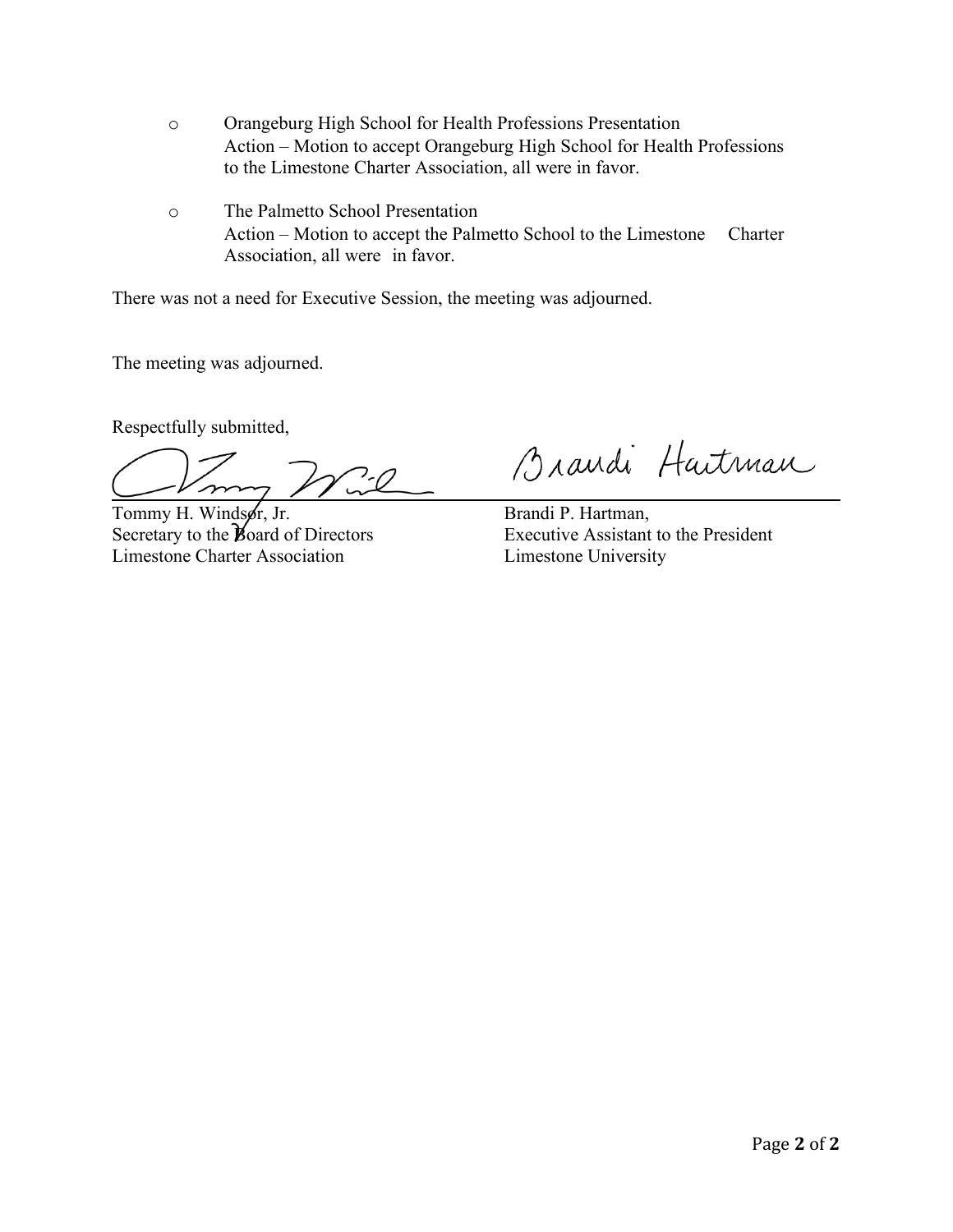- Orangeburg High School for Health Professions Presentation
  Action – Motion to accept Orangeburg High School for Health Professions to the Limestone Charter Association, all were in favor.

- The Palmetto School Presentation
  Action – Motion to accept the Palmetto School to the Limestone Charter Association, all were in favor.

There was not a need for Executive Session, the meeting was adjourned.

The meeting was adjourned.

Respectfully submitted,

Tommy H. Windsor, Jr.
Secretary to the Board of Directors
Limestone Charter Association

Brandi P. Hartman,
Executive Assistant to the President
Limestone University